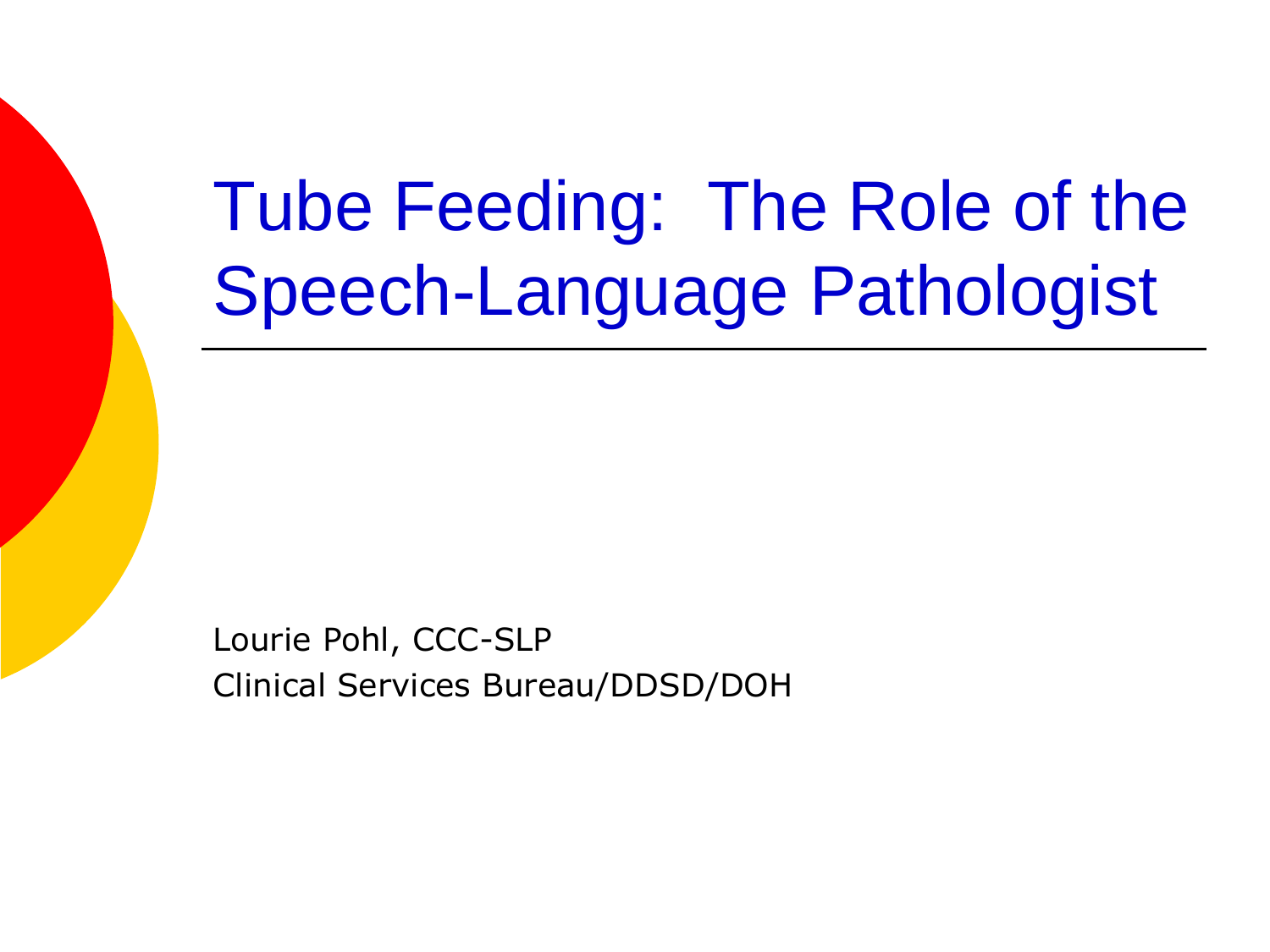# Tube Feeding: The Role of the Speech-Language Pathologist

Lourie Pohl, CCC-SLP
Clinical Services Bureau/DDSD/DOH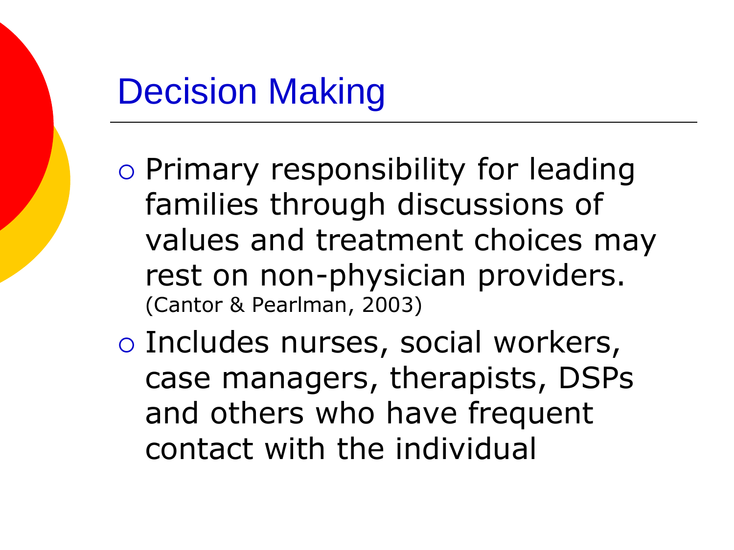# Decision Making

- Primary responsibility for leading families through discussions of values and treatment choices may rest on non-physician providers. (Cantor & Pearlman, 2003)
- Includes nurses, social workers, case managers, therapists, DSPs and others who have frequent contact with the individual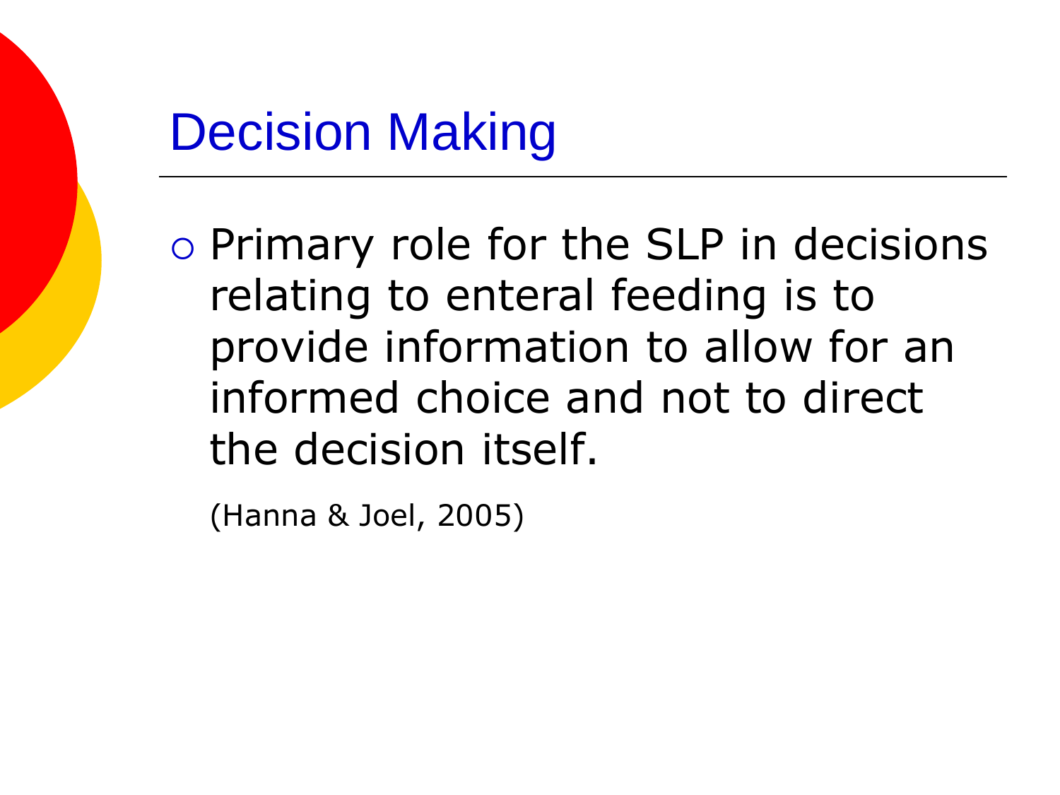# Decision Making

- Primary role for the SLP in decisions relating to enteral feeding is to provide information to allow for an informed choice and not to direct the decision itself.

  (Hanna & Joel, 2005)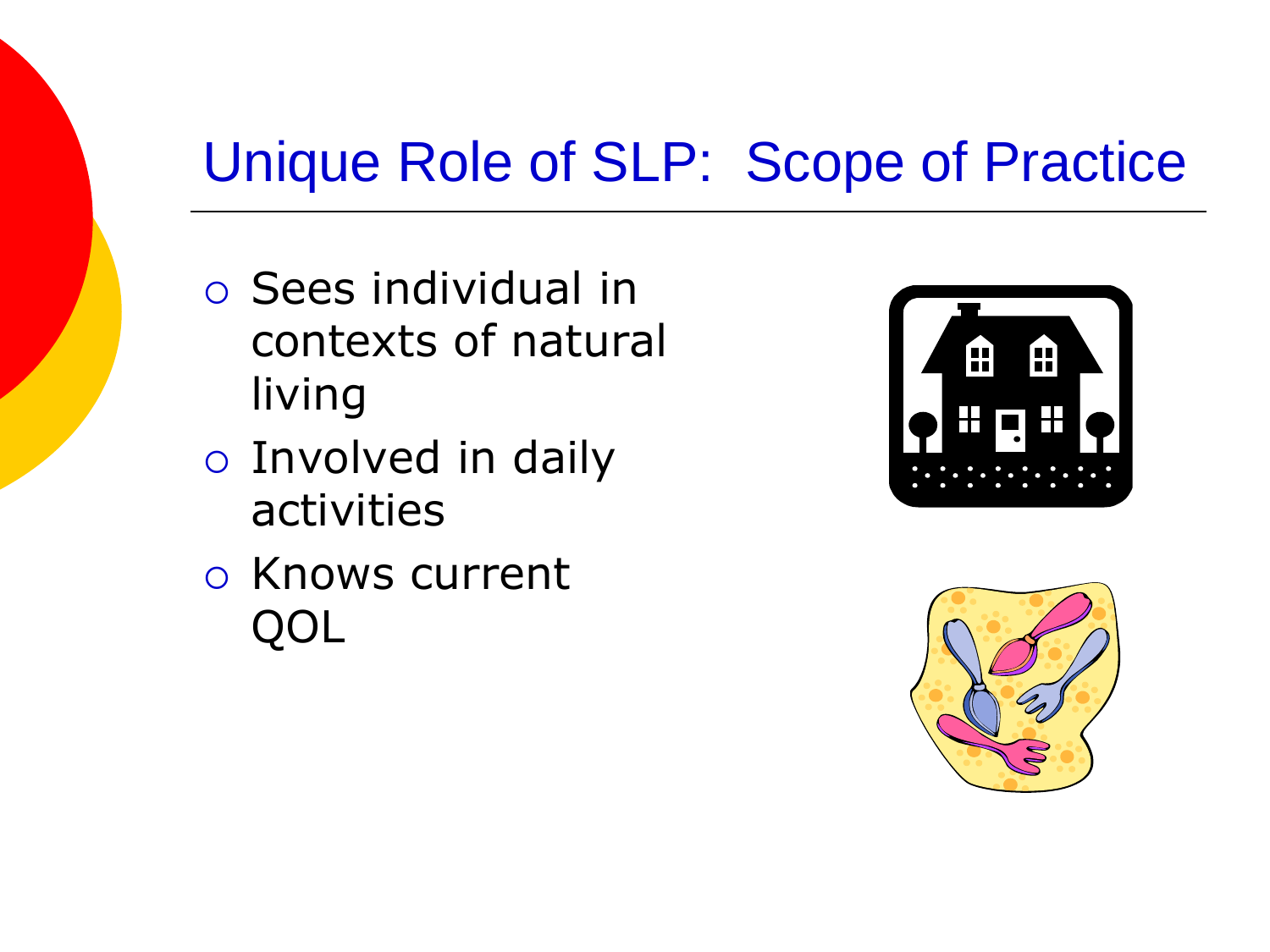# Unique Role of SLP: Scope of Practice

- Sees individual in contexts of natural living
- Involved in daily activities
- Knows current QOL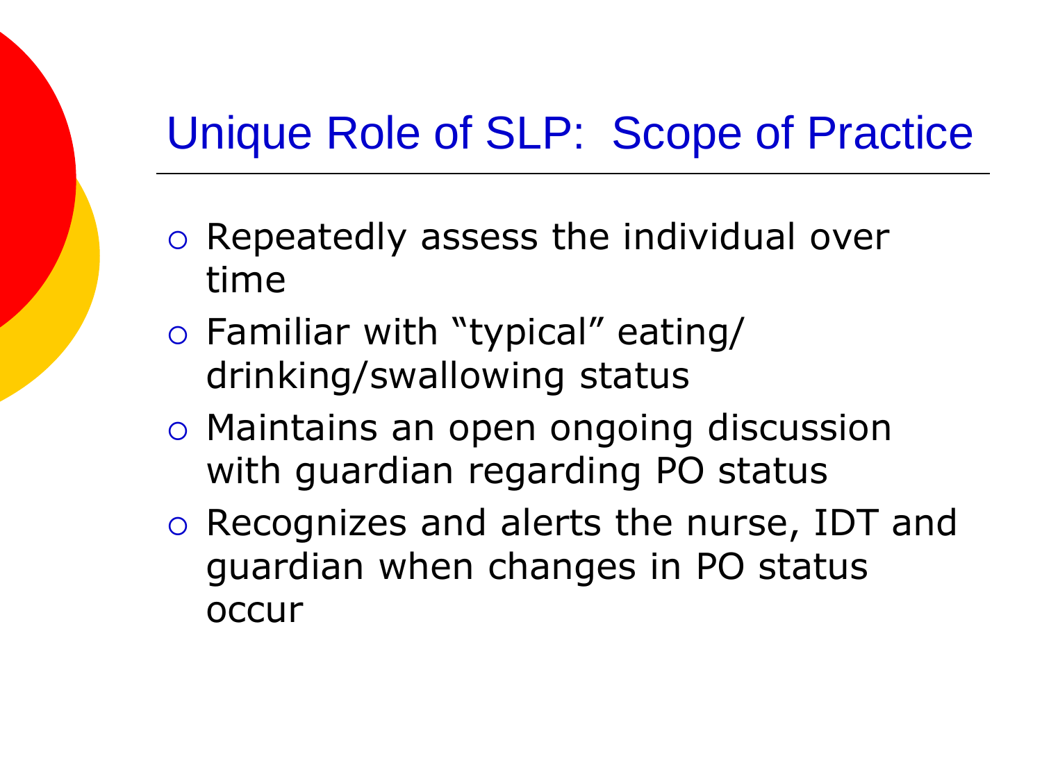## Unique Role of SLP: Scope of Practice

- Repeatedly assess the individual over time
- Familiar with “typical” eating/ drinking/swallowing status
- Maintains an open ongoing discussion with guardian regarding PO status
- Recognizes and alerts the nurse, IDT and guardian when changes in PO status occur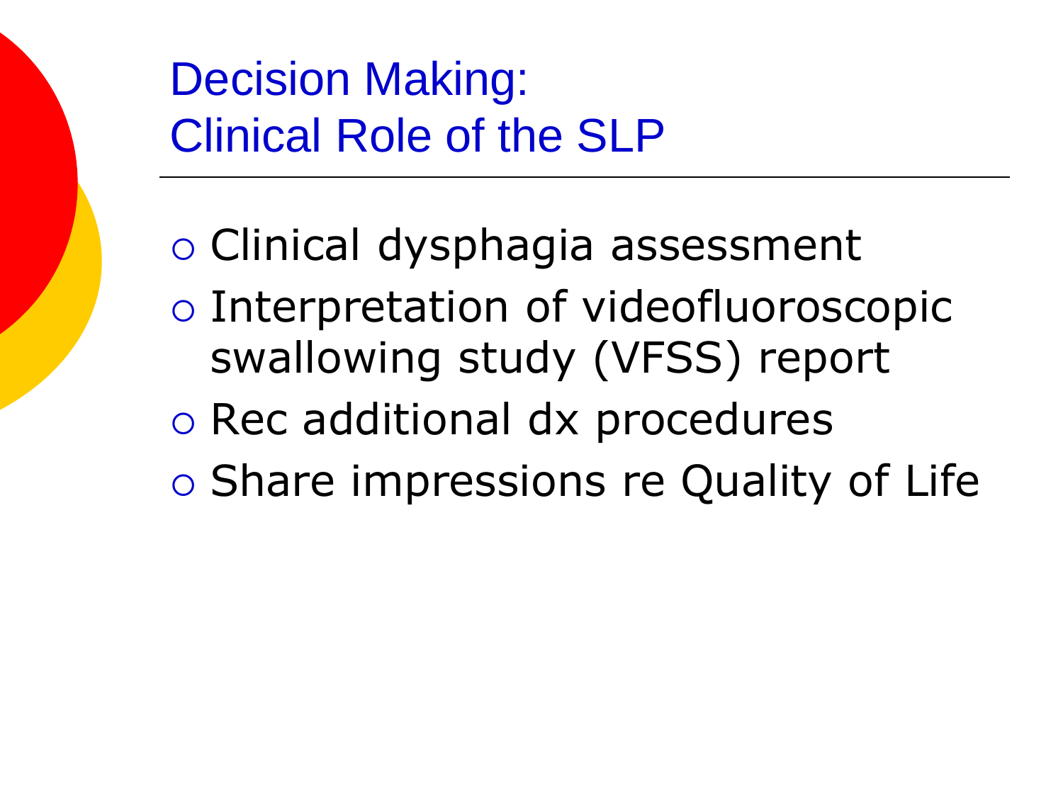# Decision Making: Clinical Role of the SLP

- Clinical dysphagia assessment
- Interpretation of videofluoroscopic swallowing study (VFSS) report
- Rec additional dx procedures
- Share impressions re Quality of Life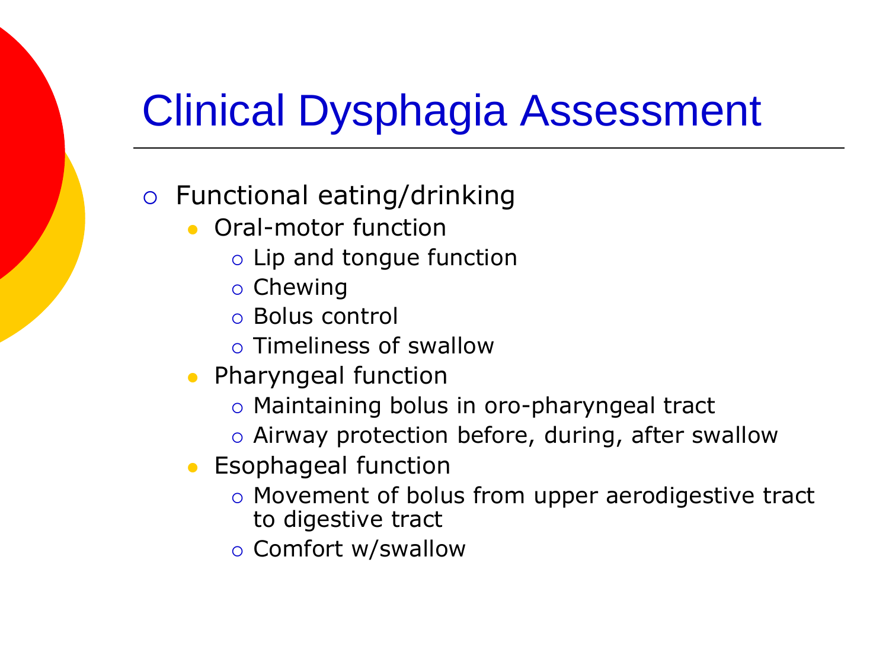# Clinical Dysphagia Assessment

- Functional eating/drinking
  - Oral-motor function
    - Lip and tongue function
    - Chewing
    - Bolus control
    - Timeliness of swallow
  - Pharyngeal function
    - Maintaining bolus in oro-pharyngeal tract
    - Airway protection before, during, after swallow
  - Esophageal function
    - Movement of bolus from upper aerodigestive tract to digestive tract
    - Comfort w/swallow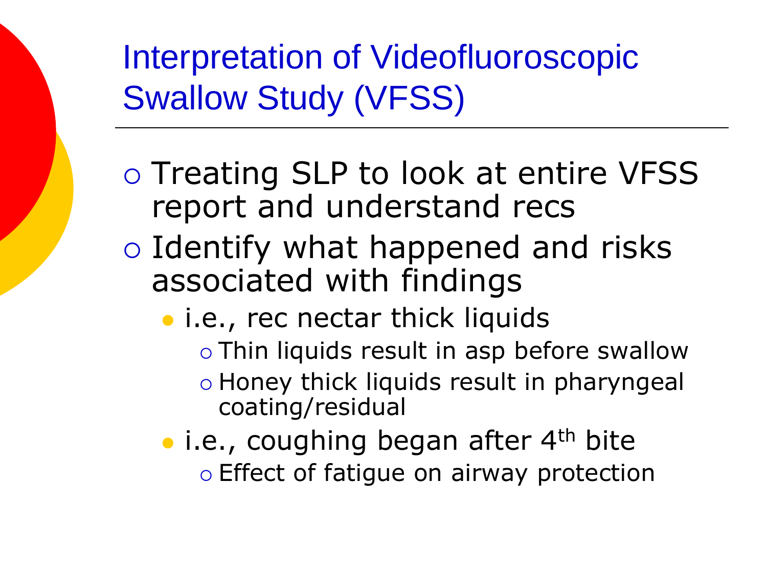# Interpretation of Videofluoroscopic Swallow Study (VFSS)

- Treating SLP to look at entire VFSS report and understand recs
- Identify what happened and risks associated with findings
  - i.e., rec nectar thick liquids
    - Thin liquids result in asp before swallow
    - Honey thick liquids result in pharyngeal coating/residual
  - i.e., coughing began after 4th bite
    - Effect of fatigue on airway protection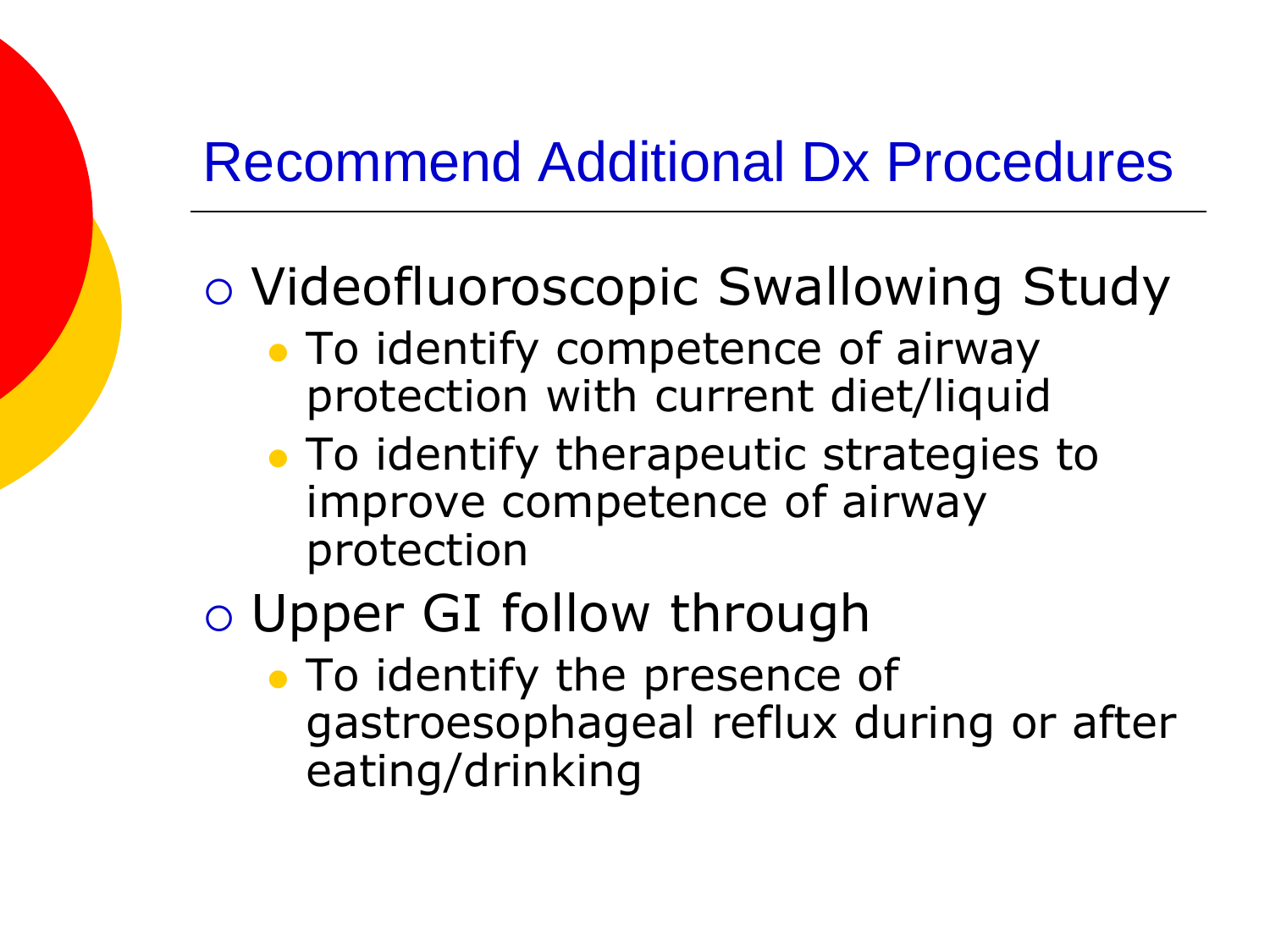# Recommend Additional Dx Procedures

- Videofluoroscopic Swallowing Study
  - To identify competence of airway protection with current diet/liquid
  - To identify therapeutic strategies to improve competence of airway protection
- Upper GI follow through
  - To identify the presence of gastroesophageal reflux during or after eating/drinking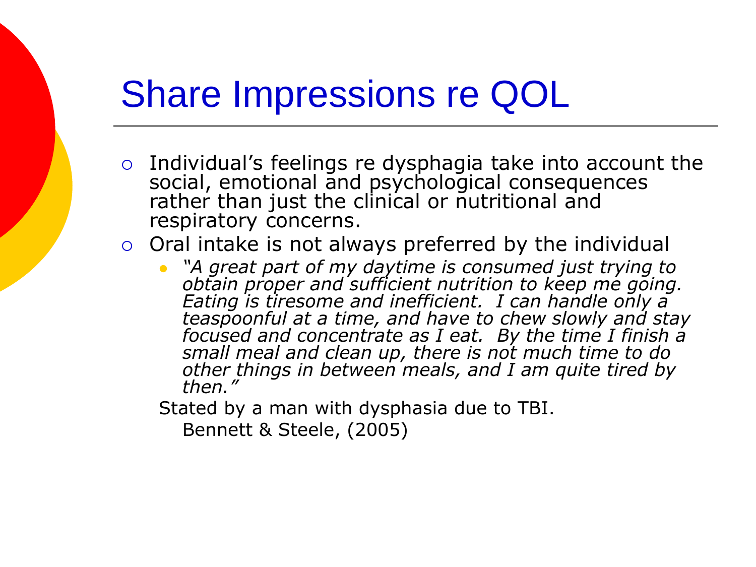# Share Impressions re QOL

- Individual's feelings re dysphagia take into account the social, emotional and psychological consequences rather than just the clinical or nutritional and respiratory concerns.
- Oral intake is not always preferred by the individual
  - *"A great part of my daytime is consumed just trying to obtain proper and sufficient nutrition to keep me going. Eating is tiresome and inefficient. I can handle only a teaspoonful at a time, and have to chew slowly and stay focused and concentrate as I eat. By the time I finish a small meal and clean up, there is not much time to do other things in between meals, and I am quite tired by then."*

  Stated by a man with dysphasia due to TBI.

  Bennett & Steele, (2005)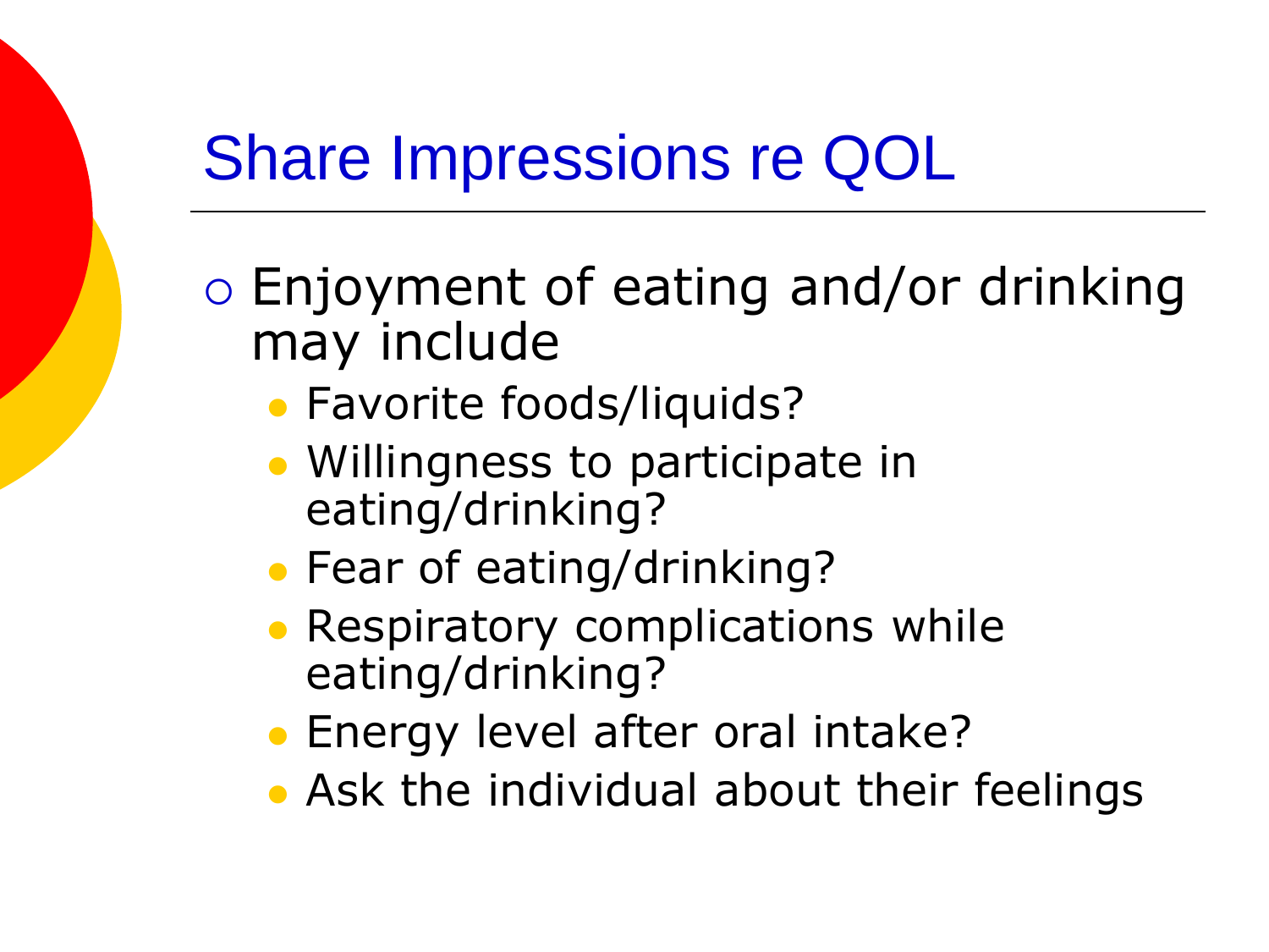# Share Impressions re QOL

- Enjoyment of eating and/or drinking may include
  - Favorite foods/liquids?
  - Willingness to participate in eating/drinking?
  - Fear of eating/drinking?
  - Respiratory complications while eating/drinking?
  - Energy level after oral intake?
  - Ask the individual about their feelings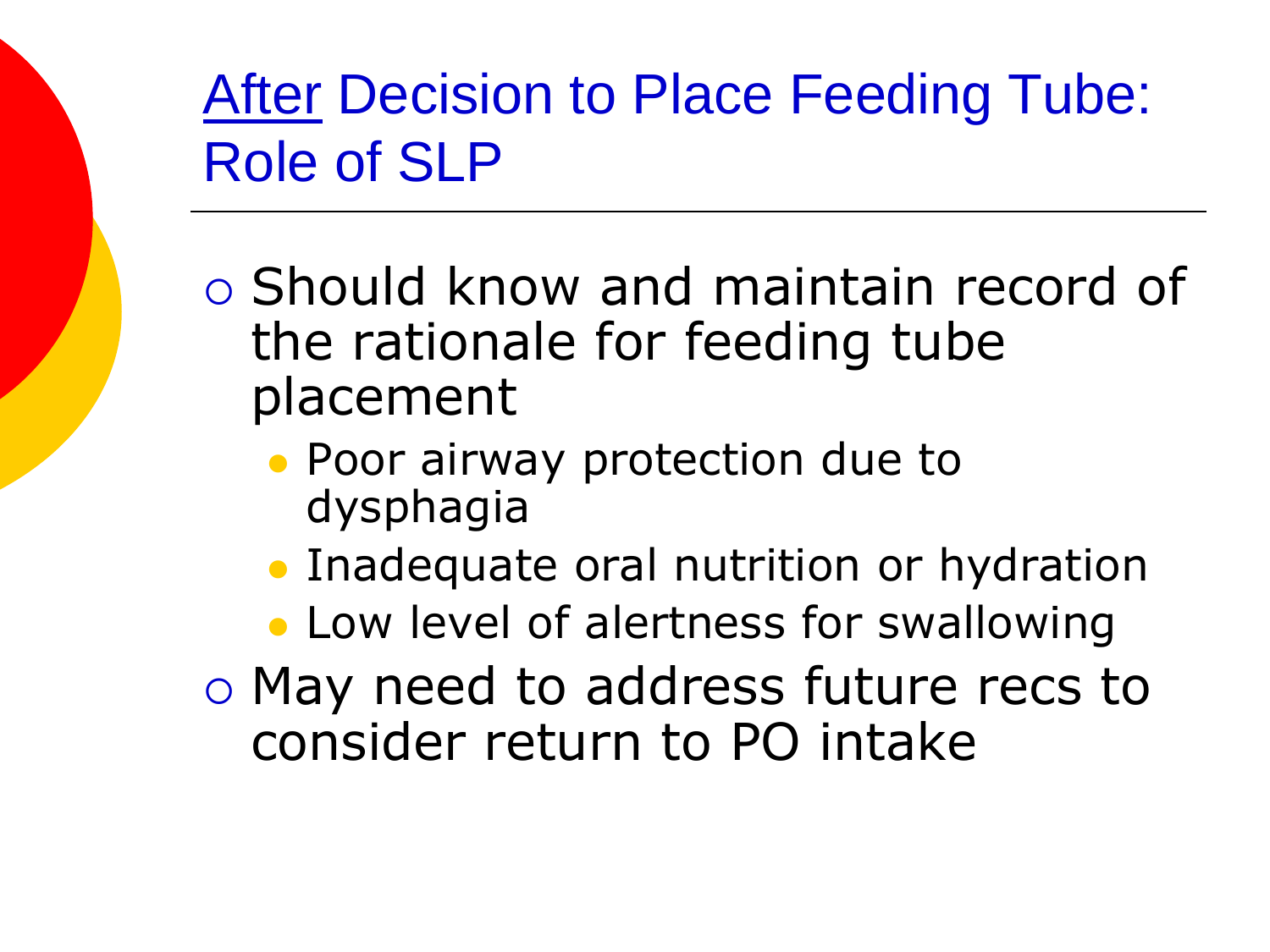# After Decision to Place Feeding Tube: Role of SLP

- Should know and maintain record of the rationale for feeding tube placement
  - Poor airway protection due to dysphagia
  - Inadequate oral nutrition or hydration
  - Low level of alertness for swallowing
- May need to address future recs to consider return to PO intake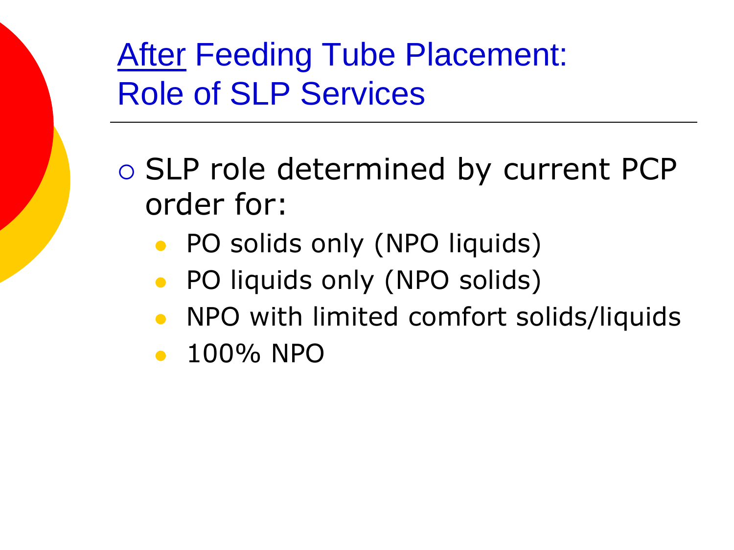# After Feeding Tube Placement: Role of SLP Services

- SLP role determined by current PCP order for:
  - PO solids only (NPO liquids)
  - PO liquids only (NPO solids)
  - NPO with limited comfort solids/liquids
  - 100% NPO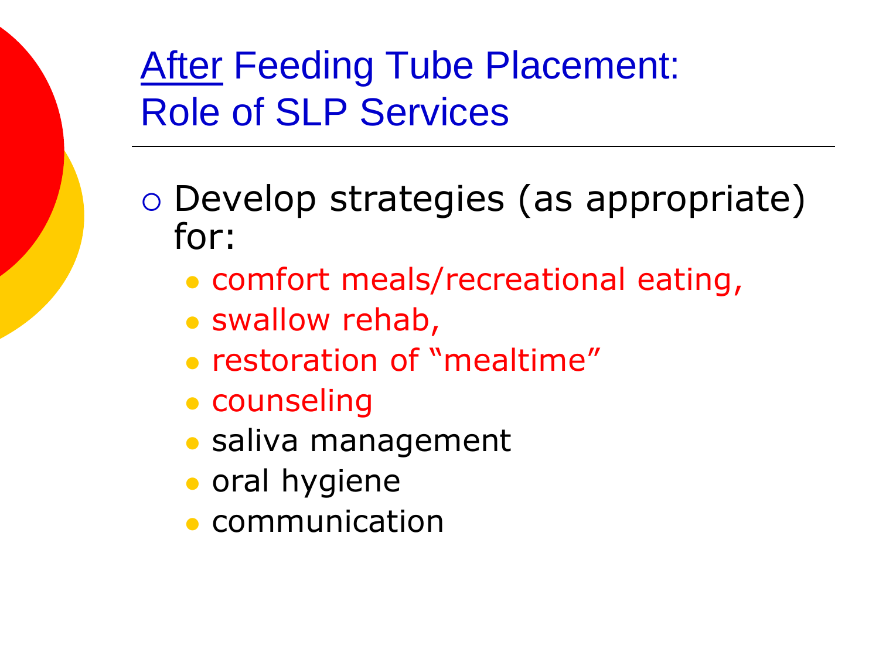# After Feeding Tube Placement: Role of SLP Services

- Develop strategies (as appropriate) for:
  - comfort meals/recreational eating,
  - swallow rehab,
  - restoration of "mealtime"
  - counseling
  - saliva management
  - oral hygiene
  - communication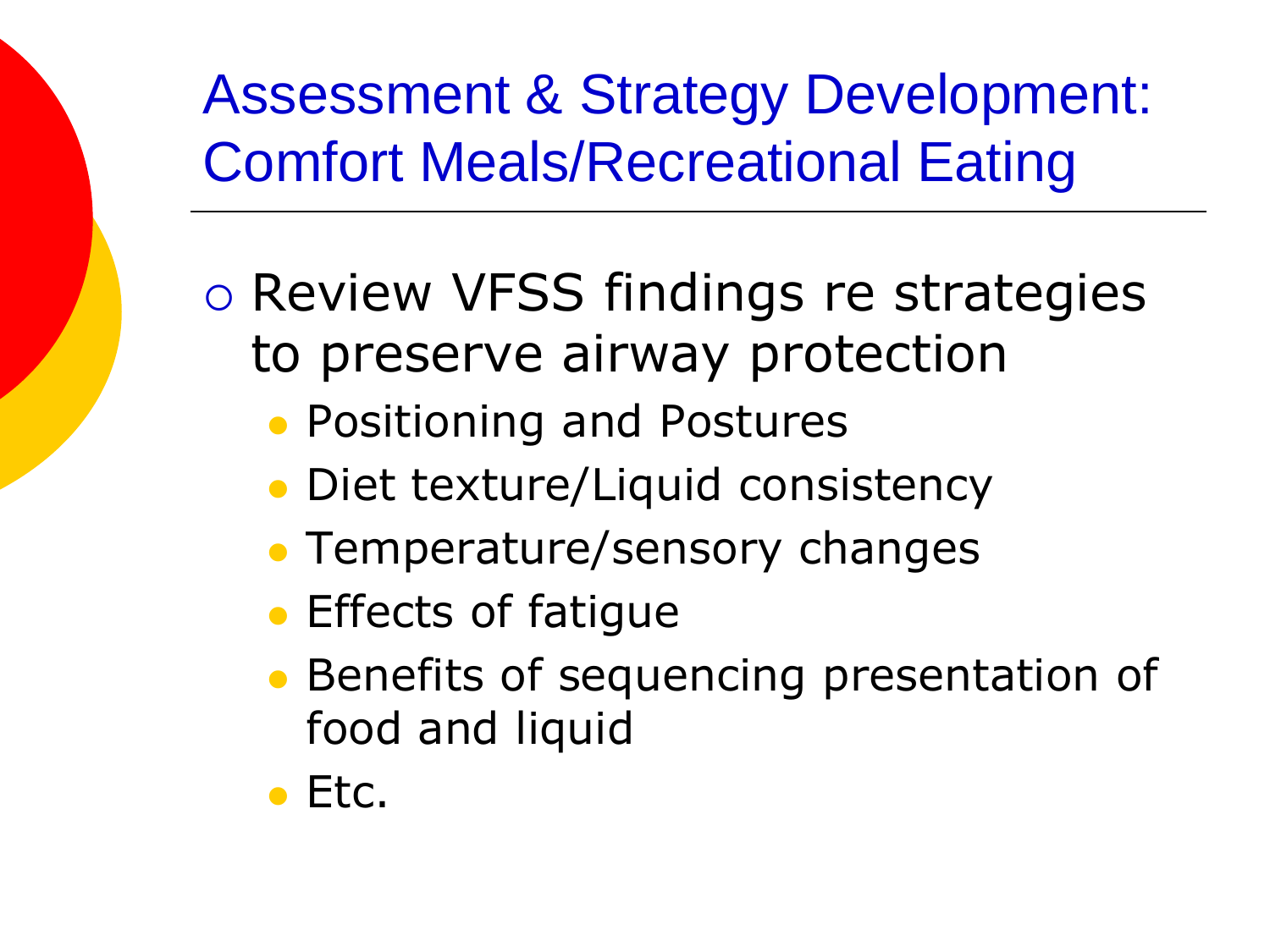# Assessment & Strategy Development: Comfort Meals/Recreational Eating

- Review VFSS findings re strategies to preserve airway protection
  - Positioning and Postures
  - Diet texture/Liquid consistency
  - Temperature/sensory changes
  - Effects of fatigue
  - Benefits of sequencing presentation of food and liquid
  - Etc.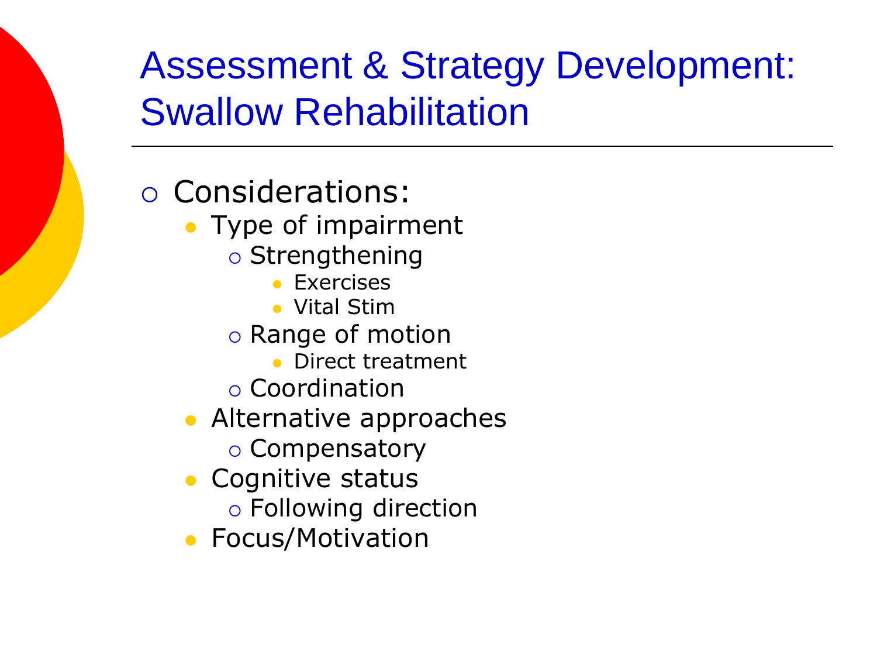# Assessment & Strategy Development: Swallow Rehabilitation

- Considerations:
  - Type of impairment
    - Strengthening
      - Exercises
      - Vital Stim
    - Range of motion
      - Direct treatment
    - Coordination
  - Alternative approaches
    - Compensatory
  - Cognitive status
    - Following direction
  - Focus/Motivation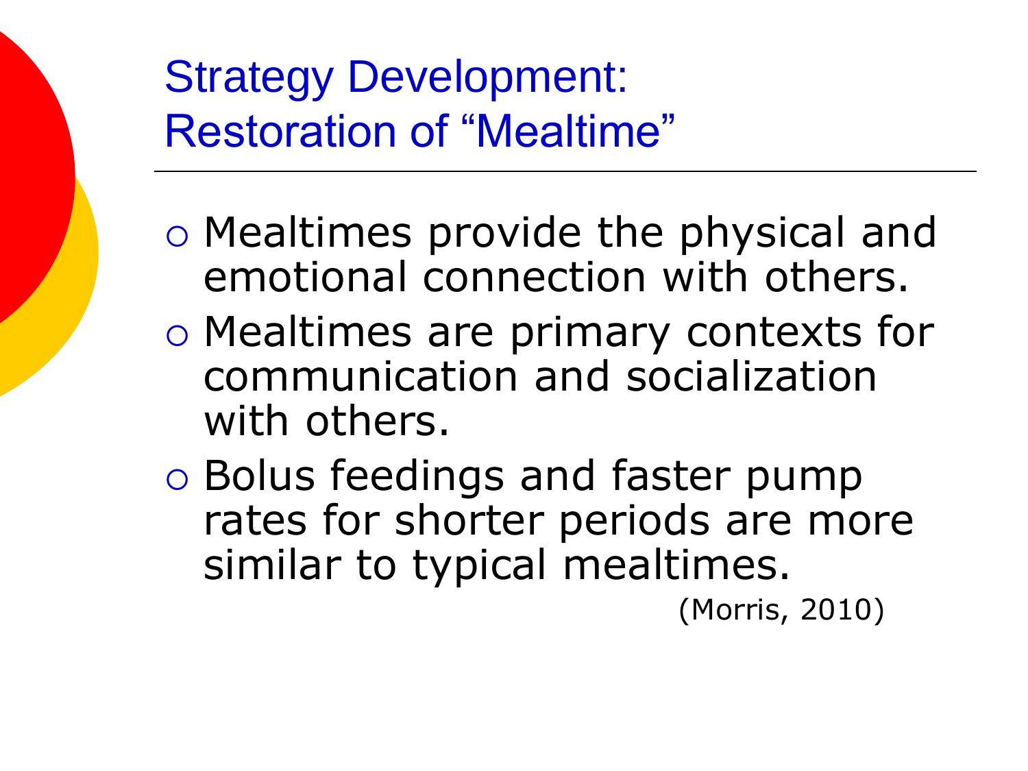# Strategy Development: Restoration of "Mealtime"

- Mealtimes provide the physical and emotional connection with others.
- Mealtimes are primary contexts for communication and socialization with others.
- Bolus feedings and faster pump rates for shorter periods are more similar to typical mealtimes.

(Morris, 2010)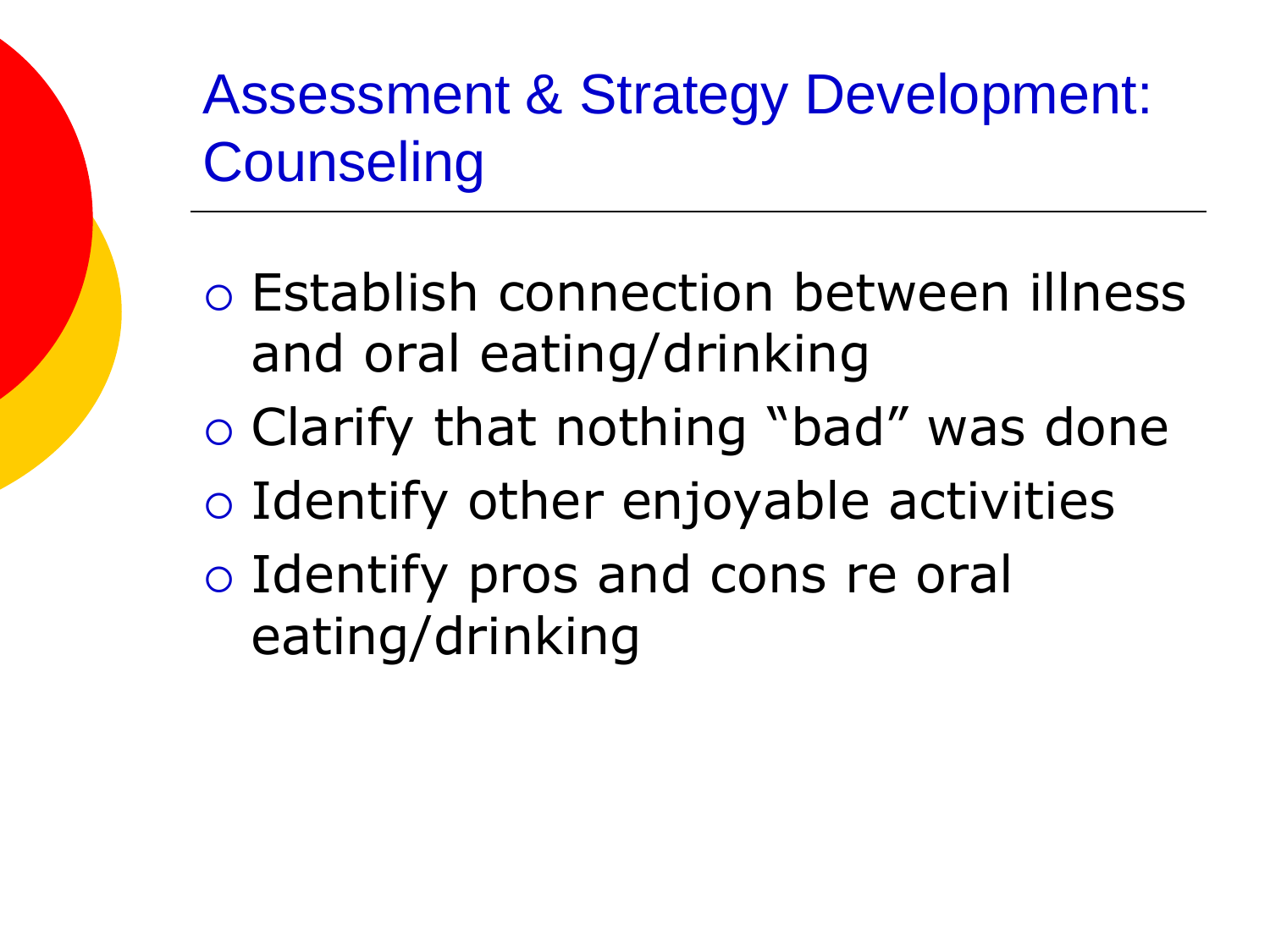# Assessment & Strategy Development: Counseling

- Establish connection between illness and oral eating/drinking
- Clarify that nothing "bad" was done
- Identify other enjoyable activities
- Identify pros and cons re oral eating/drinking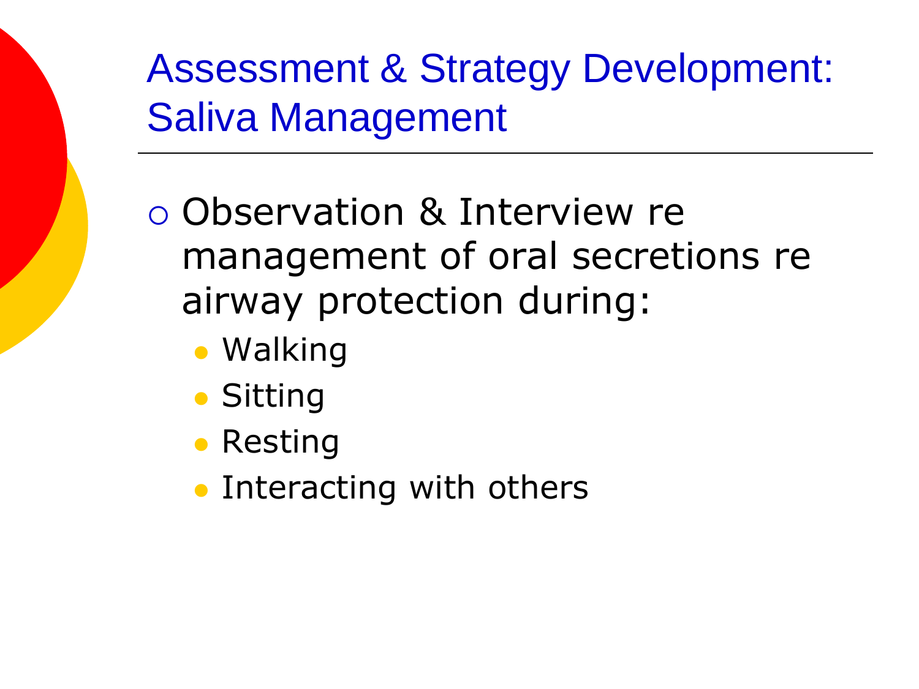# Assessment & Strategy Development: Saliva Management

- Observation & Interview re management of oral secretions re airway protection during:
  - Walking
  - Sitting
  - Resting
  - Interacting with others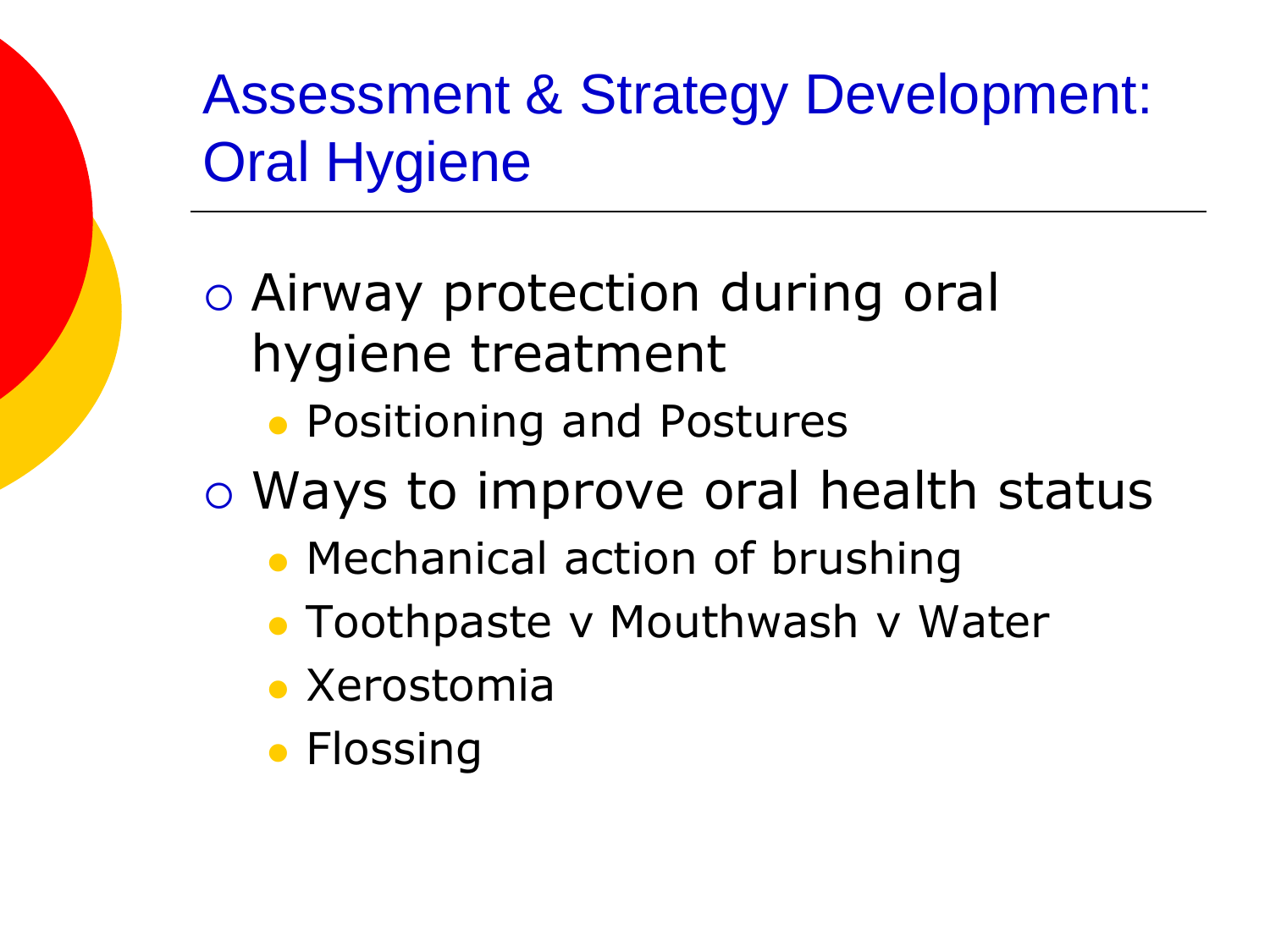# Assessment & Strategy Development: Oral Hygiene

- Airway protection during oral hygiene treatment
  - Positioning and Postures
- Ways to improve oral health status
  - Mechanical action of brushing
  - Toothpaste v Mouthwash v Water
  - Xerostomia
  - Flossing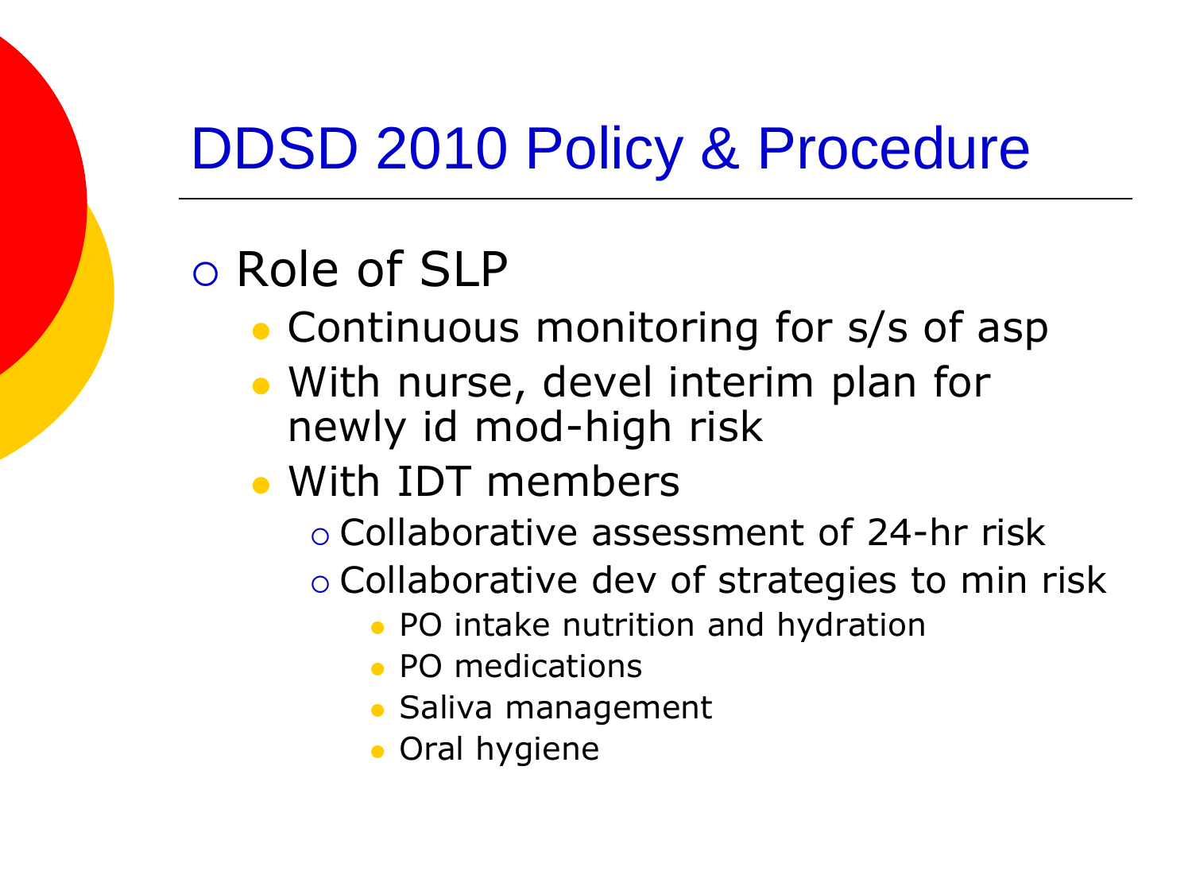# DDSD 2010 Policy & Procedure

- Role of SLP
  - Continuous monitoring for s/s of asp
  - With nurse, devel interim plan for newly id mod-high risk
  - With IDT members
    - Collaborative assessment of 24-hr risk
    - Collaborative dev of strategies to min risk
      - PO intake nutrition and hydration
      - PO medications
      - Saliva management
      - Oral hygiene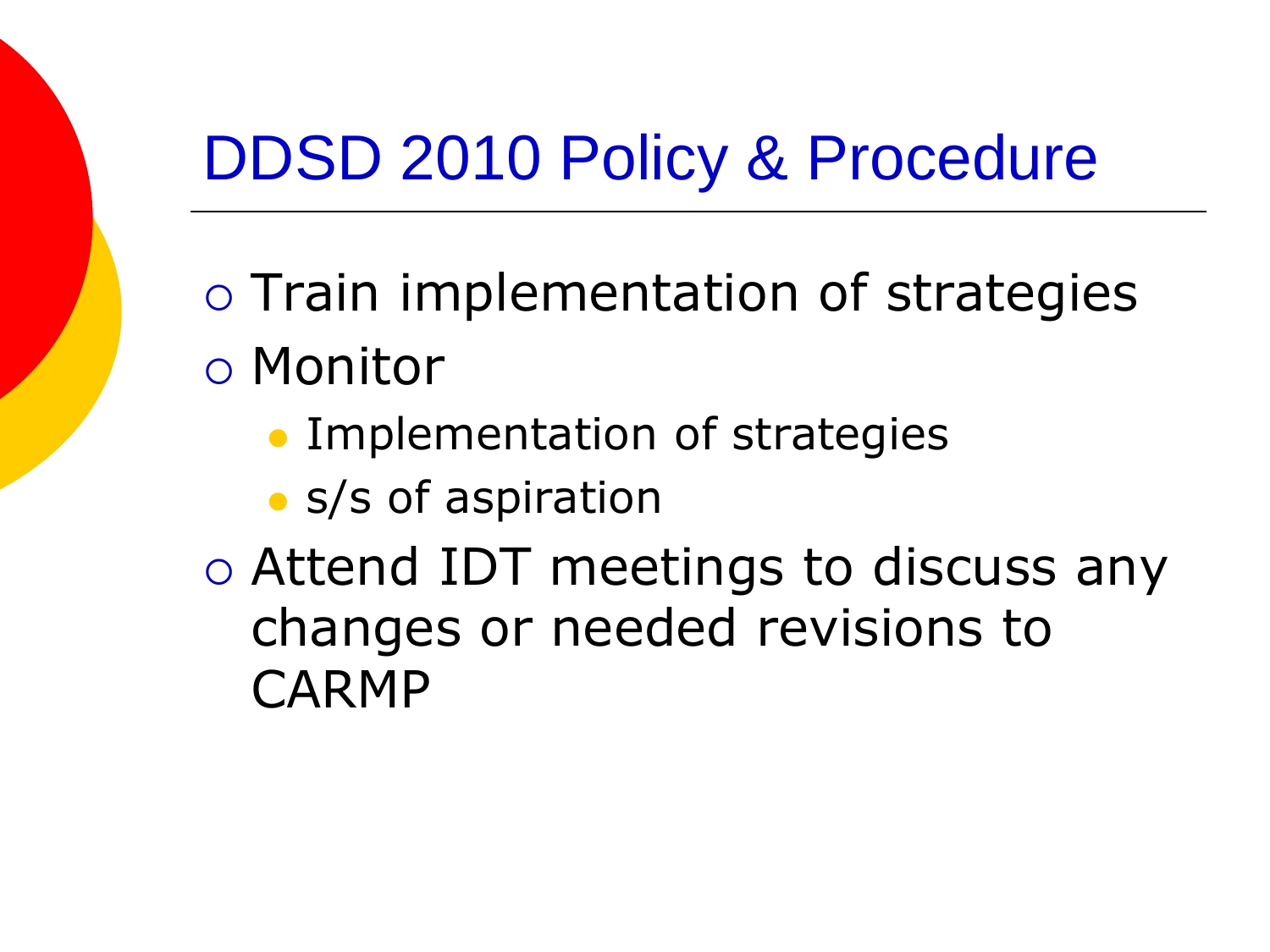# DDSD 2010 Policy & Procedure

- Train implementation of strategies
- Monitor
  - Implementation of strategies
  - s/s of aspiration
- Attend IDT meetings to discuss any changes or needed revisions to CARMP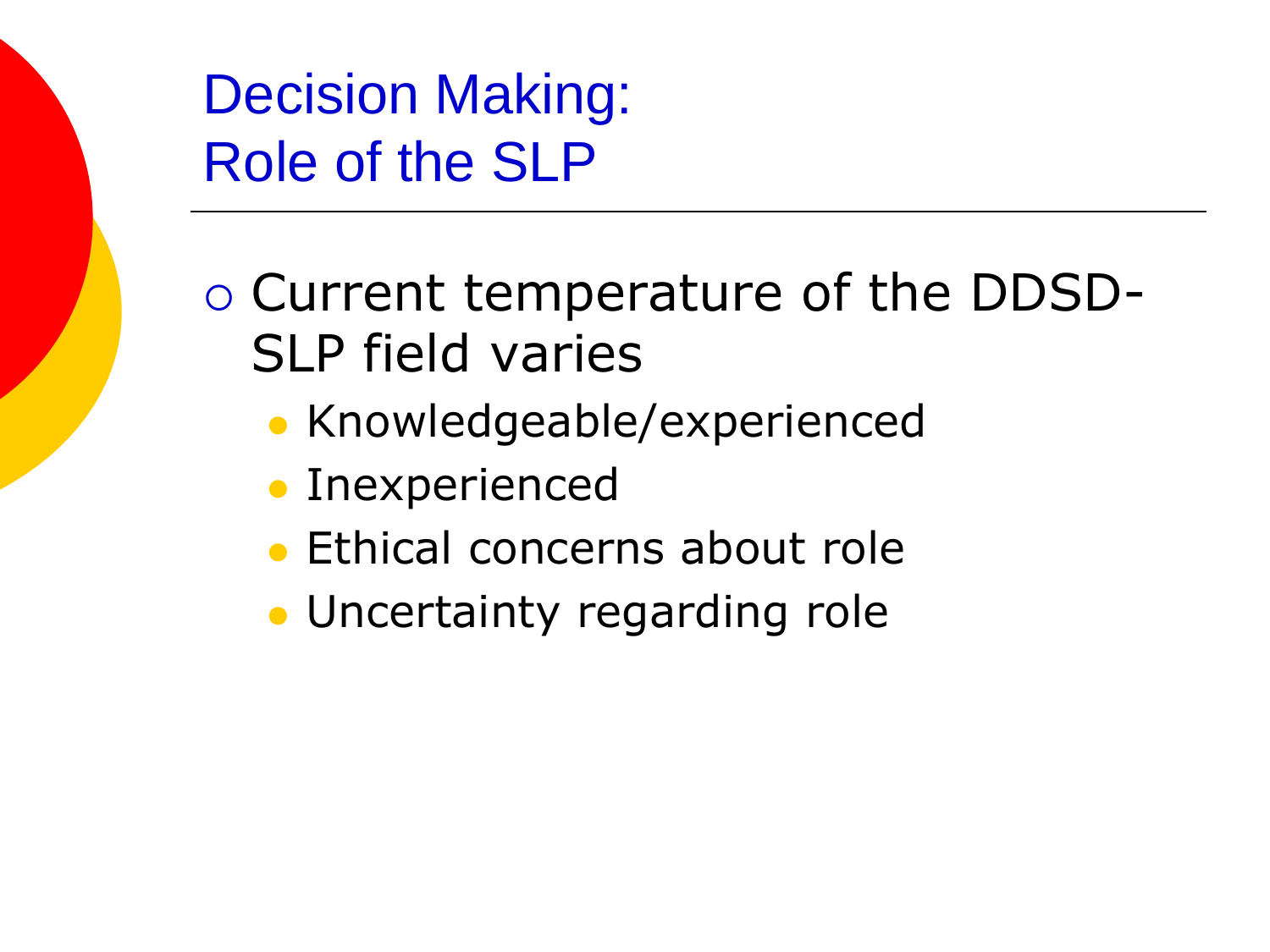# Decision Making: Role of the SLP

- Current temperature of the DDSD-SLP field varies
  - Knowledgeable/experienced
  - Inexperienced
  - Ethical concerns about role
  - Uncertainty regarding role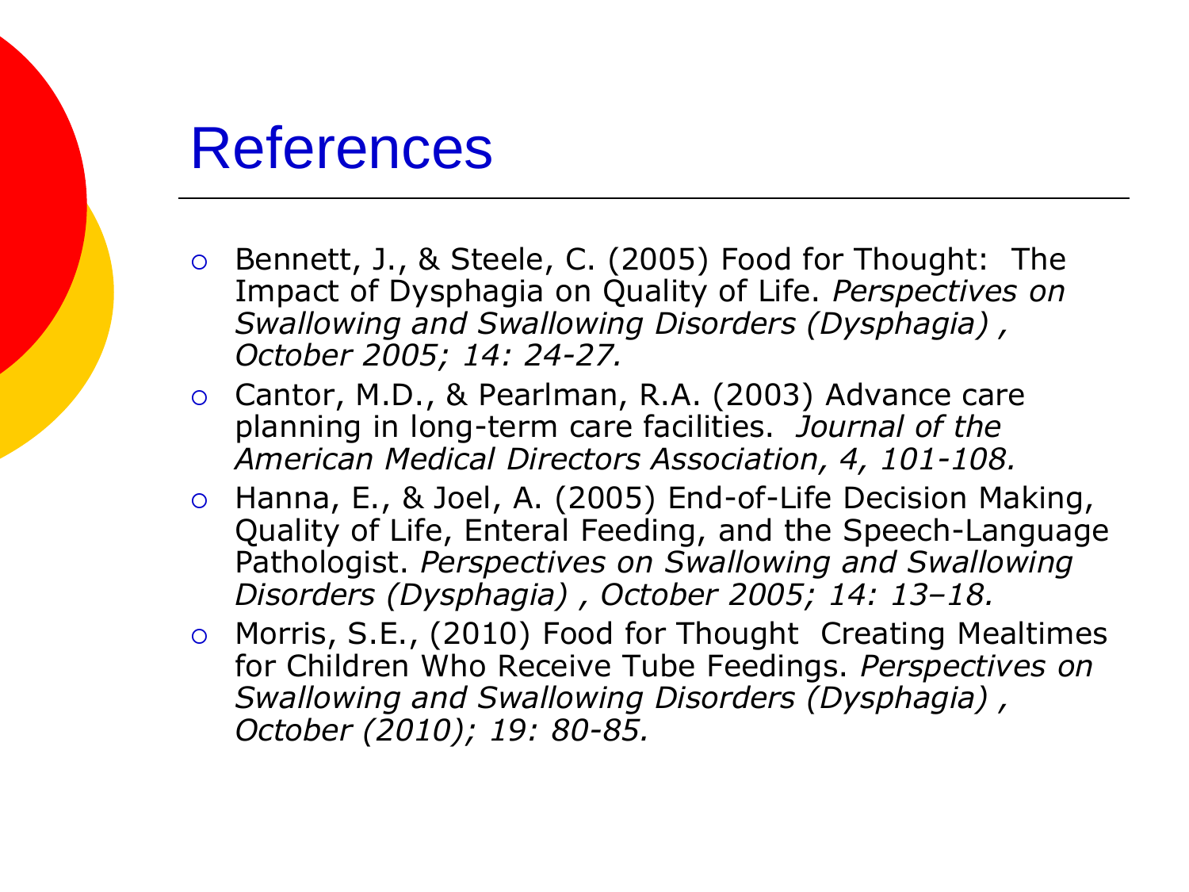# References

- Bennett, J., & Steele, C. (2005) Food for Thought: The Impact of Dysphagia on Quality of Life. *Perspectives on Swallowing and Swallowing Disorders (Dysphagia) , October 2005; 14: 24-27.*
- Cantor, M.D., & Pearlman, R.A. (2003) Advance care planning in long-term care facilities. *Journal of the American Medical Directors Association, 4, 101-108.*
- Hanna, E., & Joel, A. (2005) End-of-Life Decision Making, Quality of Life, Enteral Feeding, and the Speech-Language Pathologist. *Perspectives on Swallowing and Swallowing Disorders (Dysphagia) , October 2005; 14: 13–18.*
- Morris, S.E., (2010) Food for Thought Creating Mealtimes for Children Who Receive Tube Feedings. *Perspectives on Swallowing and Swallowing Disorders (Dysphagia) , October (2010); 19: 80-85.*